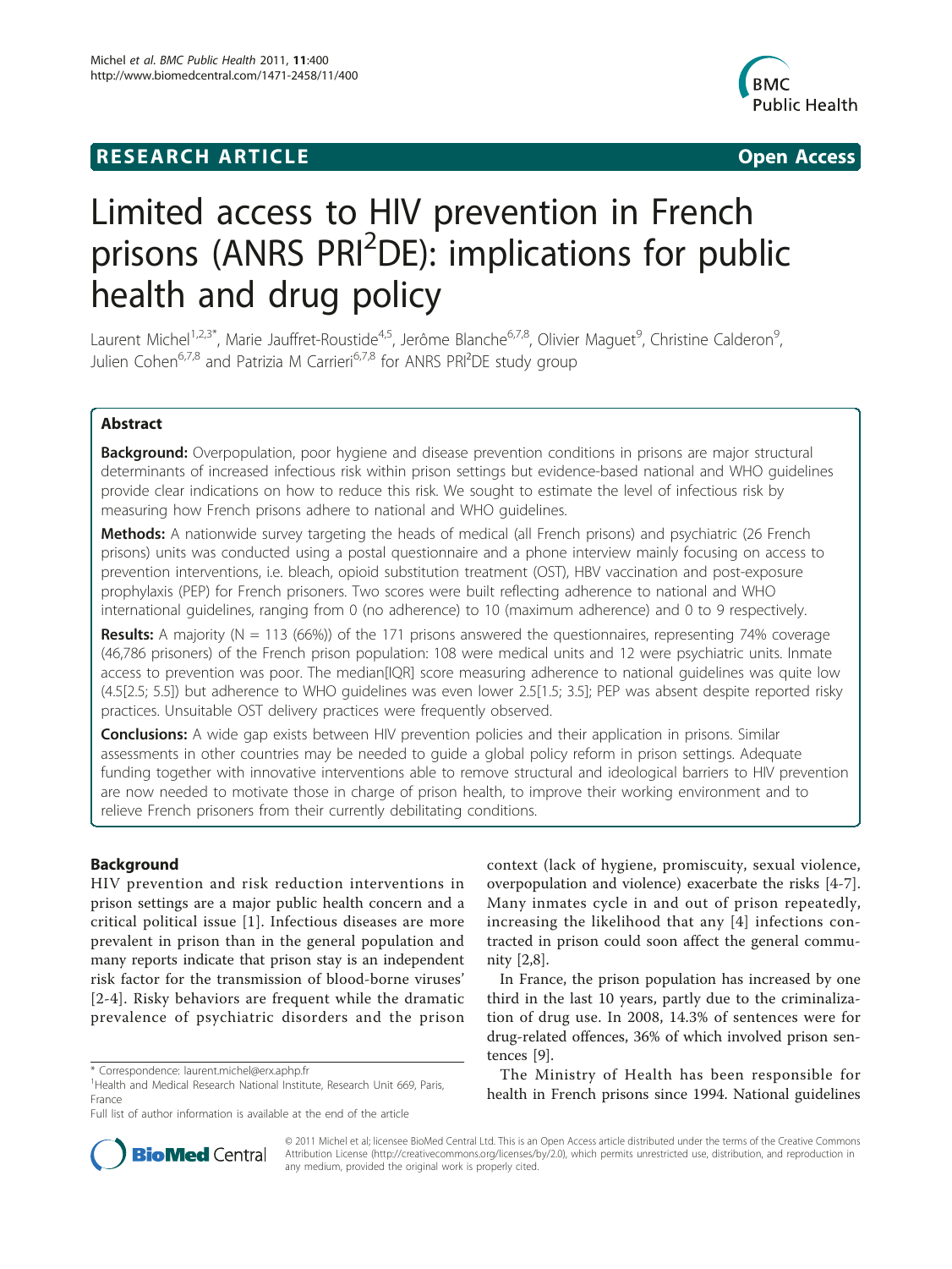RESEARCH ARTICLE Open Access

# Limited access to HIV prevention in French prisons (ANRS PRI$^2$DE): implications for public health and drug policy

Laurent Michel[1,2,3*], Marie Jauffret-Roustide[4,5], Jerôme Blanche[6,7,8], Olivier Maguet[9], Christine Calderon[9], Julien Cohen[6,7,8] and Patrizia M Carrieri[6,7,8] for ANRS PRI$^2$DE study group

## Abstract

**Background:** Overpopulation, poor hygiene and disease prevention conditions in prisons are major structural determinants of increased infectious risk within prison settings but evidence-based national and WHO guidelines provide clear indications on how to reduce this risk. We sought to estimate the level of infectious risk by measuring how French prisons adhere to national and WHO guidelines.

**Methods:** A nationwide survey targeting the heads of medical (all French prisons) and psychiatric (26 French prisons) units was conducted using a postal questionnaire and a phone interview mainly focusing on access to prevention interventions, i.e. bleach, opioid substitution treatment (OST), HBV vaccination and post-exposure prophylaxis (PEP) for French prisoners. Two scores were built reflecting adherence to national and WHO international guidelines, ranging from 0 (no adherence) to 10 (maximum adherence) and 0 to 9 respectively.

**Results:** A majority (N = 113 (66%)) of the 171 prisons answered the questionnaires, representing 74% coverage (46,786 prisoners) of the French prison population: 108 were medical units and 12 were psychiatric units. Inmate access to prevention was poor. The median[IQR] score measuring adherence to national guidelines was quite low (4.5[2.5; 5.5]) but adherence to WHO guidelines was even lower 2.5[1.5; 3.5]; PEP was absent despite reported risky practices. Unsuitable OST delivery practices were frequently observed.

**Conclusions:** A wide gap exists between HIV prevention policies and their application in prisons. Similar assessments in other countries may be needed to guide a global policy reform in prison settings. Adequate funding together with innovative interventions able to remove structural and ideological barriers to HIV prevention are now needed to motivate those in charge of prison health, to improve their working environment and to relieve French prisoners from their currently debilitating conditions.

## Background

HIV prevention and risk reduction interventions in prison settings are a major public health concern and a critical political issue [1]. Infectious diseases are more prevalent in prison than in the general population and many reports indicate that prison stay is an independent risk factor for the transmission of blood-borne viruses' [2-4]. Risky behaviors are frequent while the dramatic prevalence of psychiatric disorders and the prison context (lack of hygiene, promiscuity, sexual violence, overpopulation and violence) exacerbate the risks [4-7]. Many inmates cycle in and out of prison repeatedly, increasing the likelihood that any [4] infections contracted in prison could soon affect the general community [2,8].

In France, the prison population has increased by one third in the last 10 years, partly due to the criminalization of drug use. In 2008, 14.3% of sentences were for drug-related offences, 36% of which involved prison sentences [9].

The Ministry of Health has been responsible for health in French prisons since 1994. National guidelines

\* Correspondence: laurent.michel@erx.aphp.fr
[1]Health and Medical Research National Institute, Research Unit 669, Paris, France
Full list of author information is available at the end of the article

© 2011 Michel et al; licensee BioMed Central Ltd. This is an Open Access article distributed under the terms of the Creative Commons Attribution License (http://creativecommons.org/licenses/by/2.0), which permits unrestricted use, distribution, and reproduction in any medium, provided the original work is properly cited.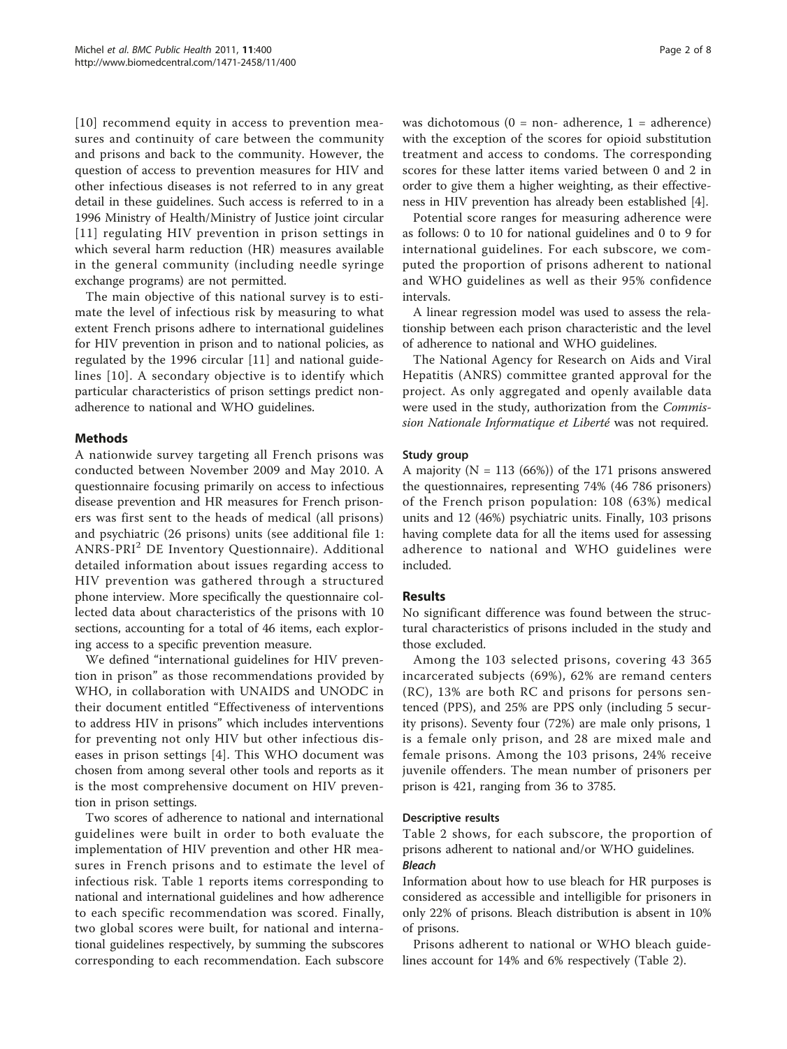[10] recommend equity in access to prevention measures and continuity of care between the community and prisons and back to the community. However, the question of access to prevention measures for HIV and other infectious diseases is not referred to in any great detail in these guidelines. Such access is referred to in a 1996 Ministry of Health/Ministry of Justice joint circular [11] regulating HIV prevention in prison settings in which several harm reduction (HR) measures available in the general community (including needle syringe exchange programs) are not permitted.

The main objective of this national survey is to estimate the level of infectious risk by measuring to what extent French prisons adhere to international guidelines for HIV prevention in prison and to national policies, as regulated by the 1996 circular [11] and national guidelines [10]. A secondary objective is to identify which particular characteristics of prison settings predict non-adherence to national and WHO guidelines.

## Methods

A nationwide survey targeting all French prisons was conducted between November 2009 and May 2010. A questionnaire focusing primarily on access to infectious disease prevention and HR measures for French prisoners was first sent to the heads of medical (all prisons) and psychiatric (26 prisons) units (see additional file 1: ANRS-PRI[2] DE Inventory Questionnaire). Additional detailed information about issues regarding access to HIV prevention was gathered through a structured phone interview. More specifically the questionnaire collected data about characteristics of the prisons with 10 sections, accounting for a total of 46 items, each exploring access to a specific prevention measure.

We defined "international guidelines for HIV prevention in prison" as those recommendations provided by WHO, in collaboration with UNAIDS and UNODC in their document entitled "Effectiveness of interventions to address HIV in prisons" which includes interventions for preventing not only HIV but other infectious diseases in prison settings [4]. This WHO document was chosen from among several other tools and reports as it is the most comprehensive document on HIV prevention in prison settings.

Two scores of adherence to national and international guidelines were built in order to both evaluate the implementation of HIV prevention and other HR measures in French prisons and to estimate the level of infectious risk. Table 1 reports items corresponding to national and international guidelines and how adherence to each specific recommendation was scored. Finally, two global scores were built, for national and international guidelines respectively, by summing the subscores corresponding to each recommendation. Each subscore was dichotomous (0 = non- adherence, 1 = adherence) with the exception of the scores for opioid substitution treatment and access to condoms. The corresponding scores for these latter items varied between 0 and 2 in order to give them a higher weighting, as their effectiveness in HIV prevention has already been established [4].

Potential score ranges for measuring adherence were as follows: 0 to 10 for national guidelines and 0 to 9 for international guidelines. For each subscore, we computed the proportion of prisons adherent to national and WHO guidelines as well as their 95% confidence intervals.

A linear regression model was used to assess the relationship between each prison characteristic and the level of adherence to national and WHO guidelines.

The National Agency for Research on Aids and Viral Hepatitis (ANRS) committee granted approval for the project. As only aggregated and openly available data were used in the study, authorization from the *Commission Nationale Informatique et Liberté* was not required.

### Study group

A majority (N = 113 (66%)) of the 171 prisons answered the questionnaires, representing 74% (46 786 prisoners) of the French prison population: 108 (63%) medical units and 12 (46%) psychiatric units. Finally, 103 prisons having complete data for all the items used for assessing adherence to national and WHO guidelines were included.

## Results

No significant difference was found between the structural characteristics of prisons included in the study and those excluded.

Among the 103 selected prisons, covering 43 365 incarcerated subjects (69%), 62% are remand centers (RC), 13% are both RC and prisons for persons sentenced (PPS), and 25% are PPS only (including 5 security prisons). Seventy four (72%) are male only prisons, 1 is a female only prison, and 28 are mixed male and female prisons. Among the 103 prisons, 24% receive juvenile offenders. The mean number of prisoners per prison is 421, ranging from 36 to 3785.

### Descriptive results

Table 2 shows, for each subscore, the proportion of prisons adherent to national and/or WHO guidelines.

#### *Bleach*

Information about how to use bleach for HR purposes is considered as accessible and intelligible for prisoners in only 22% of prisons. Bleach distribution is absent in 10% of prisons.

Prisons adherent to national or WHO bleach guidelines account for 14% and 6% respectively (Table 2).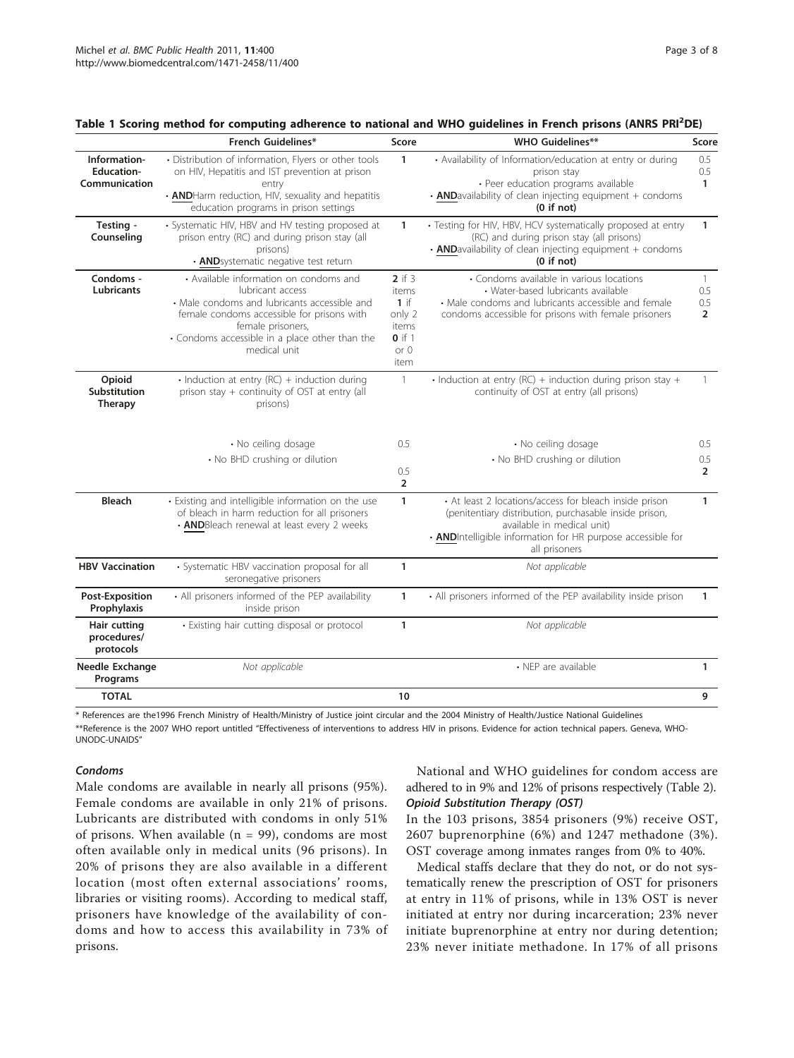**Table 1 Scoring method for computing adherence to national and WHO guidelines in French prisons (ANRS PRI$^2$DE)**

| | French Guidelines* | Score | WHO Guidelines** | Score |
|---|---|---|---|---|
| **Information-Education-Communication** | • Distribution of information, Flyers or other tools on HIV, Hepatitis and IST prevention at prison entry<br>• **AND** Harm reduction, HIV, sexuality and hepatitis education programs in prison settings | **1** | • Availability of Information/education at entry or during prison stay<br>• Peer education programs available<br>• **AND** availability of clean injecting equipment + condoms **(0 if not)** | 0.5<br>0.5<br>**1** |
| **Testing - Counseling** | • Systematic HIV, HBV and HV testing proposed at prison entry (RC) and during prison stay (all prisons)<br>• **AND** systematic negative test return | **1** | • Testing for HIV, HBV, HCV systematically proposed at entry (RC) and during prison stay (all prisons)<br>• **AND** availability of clean injecting equipment + condoms **(0 if not)** | **1** |
| **Condoms - Lubricants** | • Available information on condoms and lubricant access<br>• Male condoms and lubricants accessible and female condoms accessible for prisons with female prisoners,<br>• Condoms accessible in a place other than the medical unit | **2** if 3 items **1** if only 2 items **0** if 1 or 0 item | • Condoms available in various locations<br>• Water-based lubricants available<br>• Male condoms and lubricants accessible and female condoms accessible for prisons with female prisoners | 1<br>0.5<br>0.5<br>**2** |
| **Opioid Substitution Therapy** | • Induction at entry (RC) + induction during prison stay + continuity of OST at entry (all prisons)<br>• No ceiling dosage<br>• No BHD crushing or dilution | 1<br>0.5<br>0.5<br>**2** | • Induction at entry (RC) + induction during prison stay + continuity of OST at entry (all prisons)<br>• No ceiling dosage<br>• No BHD crushing or dilution | 1<br>0.5<br>0.5<br>**2** |
| **Bleach** | • Existing and intelligible information on the use of bleach in harm reduction for all prisoners<br>• **AND** Bleach renewal at least every 2 weeks | **1** | • At least 2 locations/access for bleach inside prison (penitentiary distribution, purchasable inside prison, available in medical unit)<br>• **AND** Intelligible information for HR purpose accessible for all prisoners | **1** |
| **HBV Vaccination** | • Systematic HBV vaccination proposal for all seronegative prisoners | **1** | *Not applicable* | |
| **Post-Exposition Prophylaxis** | • All prisoners informed of the PEP availability inside prison | **1** | • All prisoners informed of the PEP availability inside prison | **1** |
| **Hair cutting procedures/ protocols** | • Existing hair cutting disposal or protocol | **1** | *Not applicable* | |
| **Needle Exchange Programs** | *Not applicable* | | • NEP are available | **1** |
| **TOTAL** | | **10** | | **9** |

\* References are the1996 French Ministry of Health/Ministry of Justice joint circular and the 2004 Ministry of Health/Justice National Guidelines

**Reference is the 2007 WHO report untitled "Effectiveness of interventions to address HIV in prisons. Evidence for action technical papers. Geneva, WHO-UNODC-UNAIDS"

#### *Condoms*

Male condoms are available in nearly all prisons (95%). Female condoms are available in only 21% of prisons. Lubricants are distributed with condoms in only 51% of prisons. When available (n = 99), condoms are most often available only in medical units (96 prisons). In 20% of prisons they are also available in a different location (most often external associations' rooms, libraries or visiting rooms). According to medical staff, prisoners have knowledge of the availability of condoms and how to access this availability in 73% of prisons.

National and WHO guidelines for condom access are adhered to in 9% and 12% of prisons respectively (Table 2).

#### *Opioid Substitution Therapy (OST)*

In the 103 prisons, 3854 prisoners (9%) receive OST, 2607 buprenorphine (6%) and 1247 methadone (3%). OST coverage among inmates ranges from 0% to 40%.

Medical staffs declare that they do not, or do not systematically renew the prescription of OST for prisoners at entry in 11% of prisons, while in 13% OST is never initiated at entry nor during incarceration; 23% never initiate buprenorphine at entry nor during detention; 23% never initiate methadone. In 17% of all prisons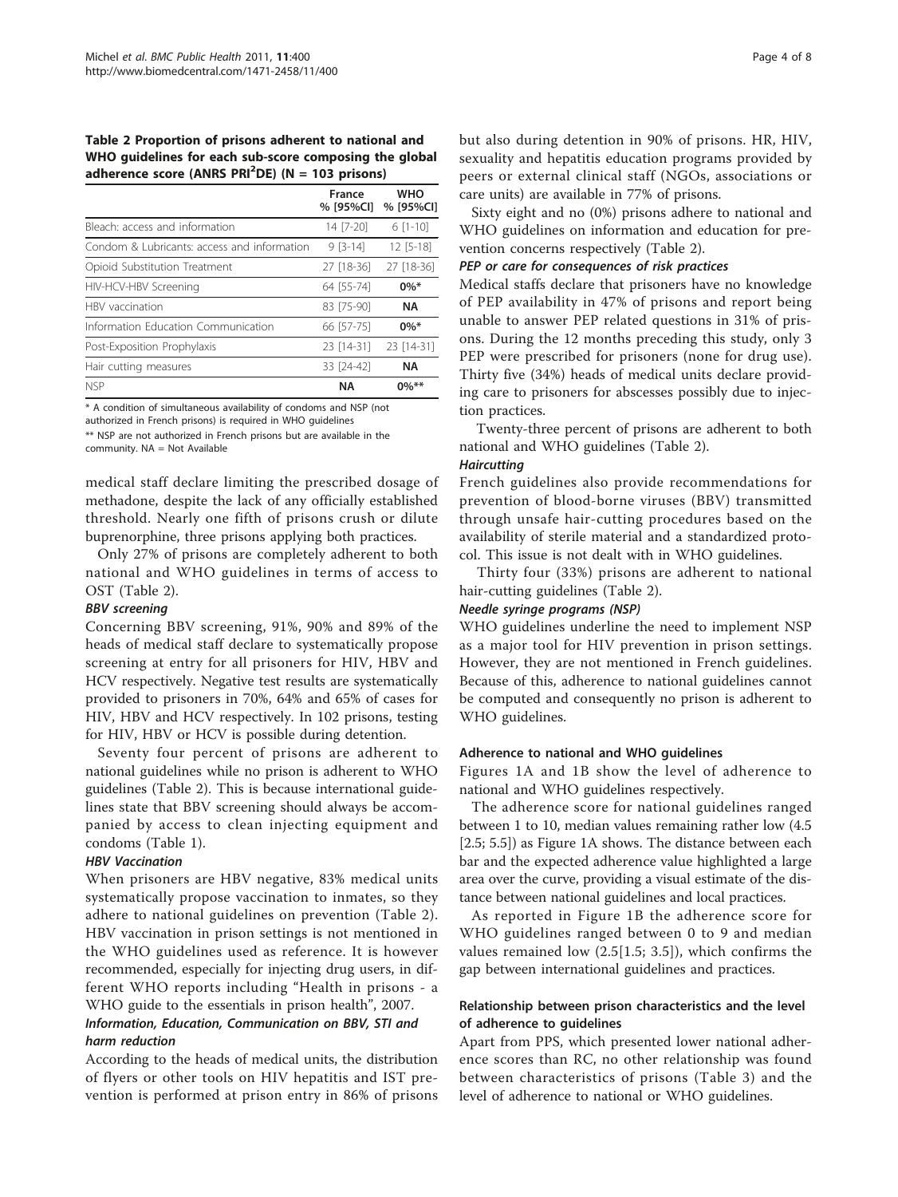**Table 2 Proportion of prisons adherent to national and WHO guidelines for each sub-score composing the global adherence score (ANRS PRI$^{2}$DE) (N = 103 prisons)**

| | France % [95%CI] | WHO % [95%CI] |
|---|---|---|
| Bleach: access and information | 14 [7-20] | 6 [1-10] |
| Condom & Lubricants: access and information | 9 [3-14] | 12 [5-18] |
| Opioid Substitution Treatment | 27 [18-36] | 27 [18-36] |
| HIV-HCV-HBV Screening | 64 [55-74] | **0%*** |
| HBV vaccination | 83 [75-90] | **NA** |
| Information Education Communication | 66 [57-75] | **0%*** |
| Post-Exposition Prophylaxis | 23 [14-31] | 23 [14-31] |
| Hair cutting measures | 33 [24-42] | **NA** |
| NSP | **NA** | **0%**** |

* A condition of simultaneous availability of condoms and NSP (not authorized in French prisons) is required in WHO guidelines

** NSP are not authorized in French prisons but are available in the community. NA = Not Available

medical staff declare limiting the prescribed dosage of methadone, despite the lack of any officially established threshold. Nearly one fifth of prisons crush or dilute buprenorphine, three prisons applying both practices.

Only 27% of prisons are completely adherent to both national and WHO guidelines in terms of access to OST (Table 2).

#### *BBV screening*

Concerning BBV screening, 91%, 90% and 89% of the heads of medical staff declare to systematically propose screening at entry for all prisoners for HIV, HBV and HCV respectively. Negative test results are systematically provided to prisoners in 70%, 64% and 65% of cases for HIV, HBV and HCV respectively. In 102 prisons, testing for HIV, HBV or HCV is possible during detention.

Seventy four percent of prisons are adherent to national guidelines while no prison is adherent to WHO guidelines (Table 2). This is because international guidelines state that BBV screening should always be accompanied by access to clean injecting equipment and condoms (Table 1).

#### *HBV Vaccination*

When prisoners are HBV negative, 83% medical units systematically propose vaccination to inmates, so they adhere to national guidelines on prevention (Table 2). HBV vaccination in prison settings is not mentioned in the WHO guidelines used as reference. It is however recommended, especially for injecting drug users, in different WHO reports including "Health in prisons - a WHO guide to the essentials in prison health", 2007.

#### *Information, Education, Communication on BBV, STI and harm reduction*

According to the heads of medical units, the distribution of flyers or other tools on HIV hepatitis and IST prevention is performed at prison entry in 86% of prisons but also during detention in 90% of prisons. HR, HIV, sexuality and hepatitis education programs provided by peers or external clinical staff (NGOs, associations or care units) are available in 77% of prisons.

Sixty eight and no (0%) prisons adhere to national and WHO guidelines on information and education for prevention concerns respectively (Table 2).

#### *PEP or care for consequences of risk practices*

Medical staffs declare that prisoners have no knowledge of PEP availability in 47% of prisons and report being unable to answer PEP related questions in 31% of prisons. During the 12 months preceding this study, only 3 PEP were prescribed for prisoners (none for drug use). Thirty five (34%) heads of medical units declare providing care to prisoners for abscesses possibly due to injection practices.

Twenty-three percent of prisons are adherent to both national and WHO guidelines (Table 2).

#### *Haircutting*

French guidelines also provide recommendations for prevention of blood-borne viruses (BBV) transmitted through unsafe hair-cutting procedures based on the availability of sterile material and a standardized protocol. This issue is not dealt with in WHO guidelines.

Thirty four (33%) prisons are adherent to national hair-cutting guidelines (Table 2).

#### *Needle syringe programs (NSP)*

WHO guidelines underline the need to implement NSP as a major tool for HIV prevention in prison settings. However, they are not mentioned in French guidelines. Because of this, adherence to national guidelines cannot be computed and consequently no prison is adherent to WHO guidelines.

### Adherence to national and WHO guidelines

Figures 1A and 1B show the level of adherence to national and WHO guidelines respectively.

The adherence score for national guidelines ranged between 1 to 10, median values remaining rather low (4.5 [2.5; 5.5]) as Figure 1A shows. The distance between each bar and the expected adherence value highlighted a large area over the curve, providing a visual estimate of the distance between national guidelines and local practices.

As reported in Figure 1B the adherence score for WHO guidelines ranged between 0 to 9 and median values remained low (2.5[1.5; 3.5]), which confirms the gap between international guidelines and practices.

### Relationship between prison characteristics and the level of adherence to guidelines

Apart from PPS, which presented lower national adherence scores than RC, no other relationship was found between characteristics of prisons (Table 3) and the level of adherence to national or WHO guidelines.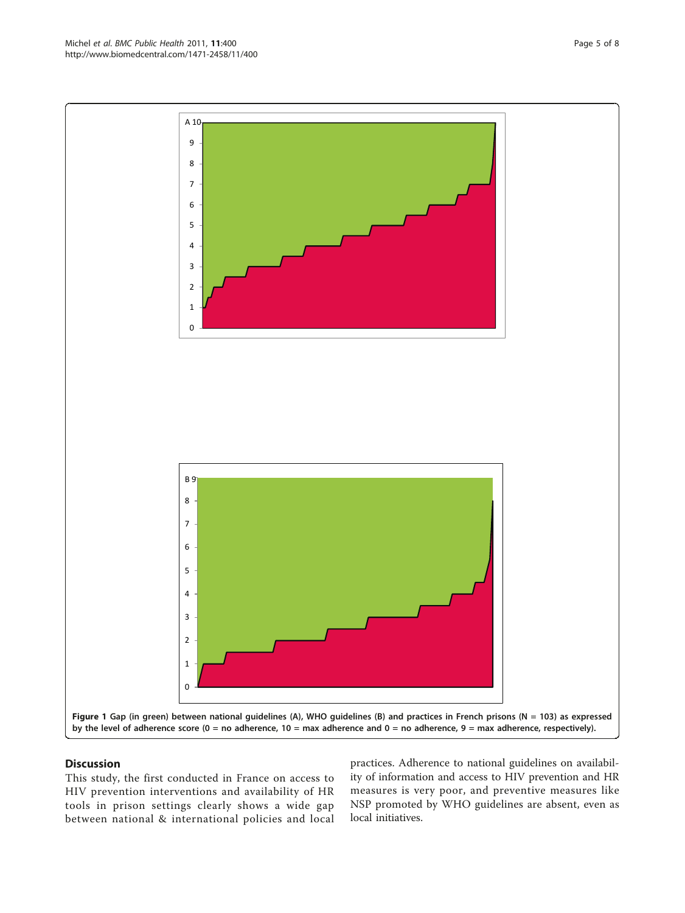Figure 1 Gap (in green) between national guidelines (A), WHO guidelines (B) and practices in French prisons (N = 103) as expressed by the level of adherence score (0 = no adherence, 10 = max adherence and 0 = no adherence, 9 = max adherence, respectively).

## Discussion

This study, the first conducted in France on access to HIV prevention interventions and availability of HR tools in prison settings clearly shows a wide gap between national & international policies and local practices. Adherence to national guidelines on availability of information and access to HIV prevention and HR measures is very poor, and preventive measures like NSP promoted by WHO guidelines are absent, even as local initiatives.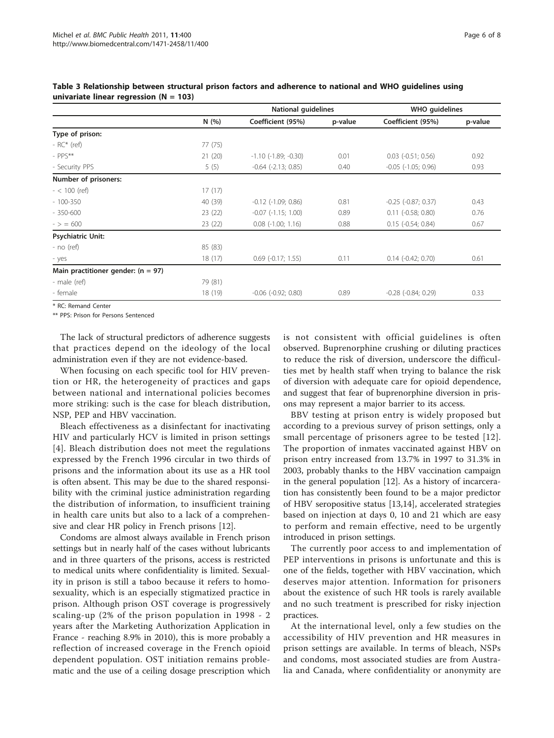**Table 3 Relationship between structural prison factors and adherence to national and WHO guidelines using univariate linear regression (N = 103)**

| | N (%) | National guidelines | | WHO guidelines | |
|---|---|---|---|---|---|
| | | Coefficient (95%) | p-value | Coefficient (95%) | p-value |
| **Type of prison:** | | | | | |
| - RC* (ref) | 77 (75) | | | | |
| - PPS** | 21 (20) | -1.10 (-1.89; -0.30) | 0.01 | 0.03 (-0.51; 0.56) | 0.92 |
| - Security PPS | 5 (5) | -0.64 (-2.13; 0.85) | 0.40 | -0.05 (-1.05; 0.96) | 0.93 |
| **Number of prisoners:** | | | | | |
| - < 100 (ref) | 17 (17) | | | | |
| - 100-350 | 40 (39) | -0.12 (-1.09; 0.86) | 0.81 | -0.25 (-0.87; 0.37) | 0.43 |
| - 350-600 | 23 (22) | -0.07 (-1.15; 1.00) | 0.89 | 0.11 (-0.58; 0.80) | 0.76 |
| - > = 600 | 23 (22) | 0.08 (-1.00; 1.16) | 0.88 | 0.15 (-0.54; 0.84) | 0.67 |
| **Psychiatric Unit:** | | | | | |
| - no (ref) | 85 (83) | | | | |
| - yes | 18 (17) | 0.69 (-0.17; 1.55) | 0.11 | 0.14 (-0.42; 0.70) | 0.61 |
| **Main practitioner gender: (n = 97)** | | | | | |
| - male (ref) | 79 (81) | | | | |
| - female | 18 (19) | -0.06 (-0.92; 0.80) | 0.89 | -0.28 (-0.84; 0.29) | 0.33 |

\* RC: Remand Center

\*\* PPS: Prison for Persons Sentenced

The lack of structural predictors of adherence suggests that practices depend on the ideology of the local administration even if they are not evidence-based.

When focusing on each specific tool for HIV prevention or HR, the heterogeneity of practices and gaps between national and international policies becomes more striking: such is the case for bleach distribution, NSP, PEP and HBV vaccination.

Bleach effectiveness as a disinfectant for inactivating HIV and particularly HCV is limited in prison settings [4]. Bleach distribution does not meet the regulations expressed by the French 1996 circular in two thirds of prisons and the information about its use as a HR tool is often absent. This may be due to the shared responsibility with the criminal justice administration regarding the distribution of information, to insufficient training in health care units but also to a lack of a comprehensive and clear HR policy in French prisons [12].

Condoms are almost always available in French prison settings but in nearly half of the cases without lubricants and in three quarters of the prisons, access is restricted to medical units where confidentiality is limited. Sexuality in prison is still a taboo because it refers to homosexuality, which is an especially stigmatized practice in prison. Although prison OST coverage is progressively scaling-up (2% of the prison population in 1998 - 2 years after the Marketing Authorization Application in France - reaching 8.9% in 2010), this is more probably a reflection of increased coverage in the French opioid dependent population. OST initiation remains problematic and the use of a ceiling dosage prescription which is not consistent with official guidelines is often observed. Buprenorphine crushing or diluting practices to reduce the risk of diversion, underscore the difficulties met by health staff when trying to balance the risk of diversion with adequate care for opioid dependence, and suggest that fear of buprenorphine diversion in prisons may represent a major barrier to its access.

BBV testing at prison entry is widely proposed but according to a previous survey of prison settings, only a small percentage of prisoners agree to be tested [12]. The proportion of inmates vaccinated against HBV on prison entry increased from 13.7% in 1997 to 31.3% in 2003, probably thanks to the HBV vaccination campaign in the general population [12]. As a history of incarceration has consistently been found to be a major predictor of HBV seropositive status [13,14], accelerated strategies based on injection at days 0, 10 and 21 which are easy to perform and remain effective, need to be urgently introduced in prison settings.

The currently poor access to and implementation of PEP interventions in prisons is unfortunate and this is one of the fields, together with HBV vaccination, which deserves major attention. Information for prisoners about the existence of such HR tools is rarely available and no such treatment is prescribed for risky injection practices.

At the international level, only a few studies on the accessibility of HIV prevention and HR measures in prison settings are available. In terms of bleach, NSPs and condoms, most associated studies are from Australia and Canada, where confidentiality or anonymity are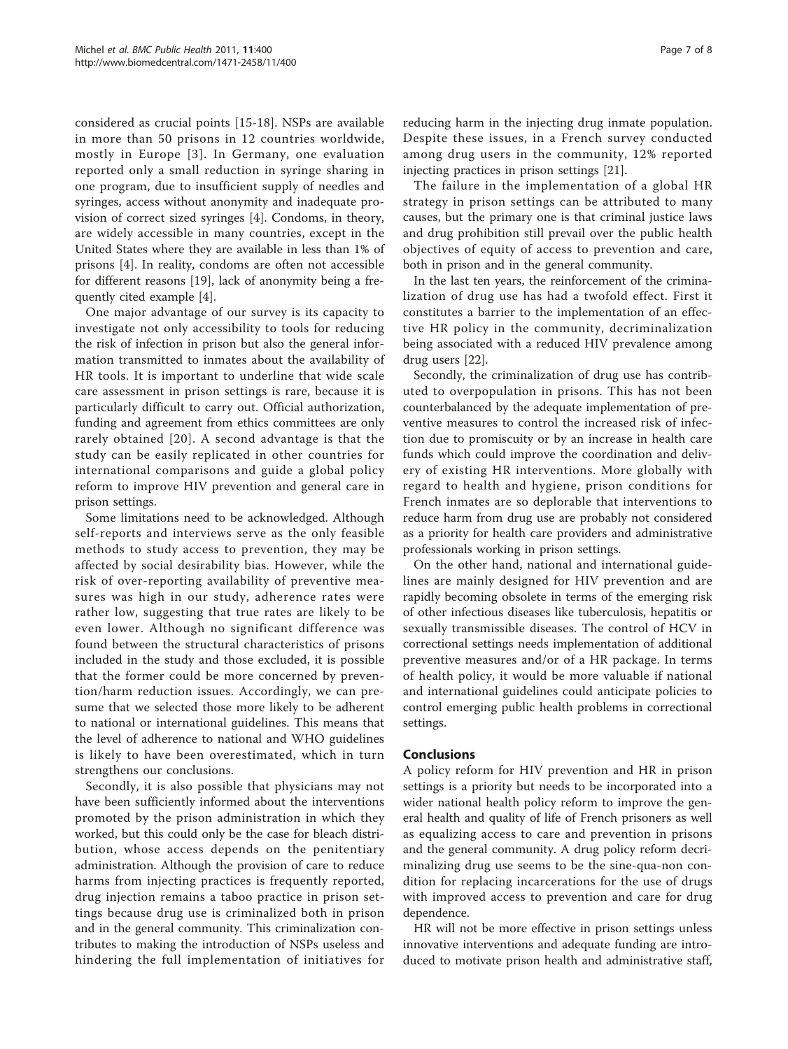considered as crucial points [15-18]. NSPs are available in more than 50 prisons in 12 countries worldwide, mostly in Europe [3]. In Germany, one evaluation reported only a small reduction in syringe sharing in one program, due to insufficient supply of needles and syringes, access without anonymity and inadequate provision of correct sized syringes [4]. Condoms, in theory, are widely accessible in many countries, except in the United States where they are available in less than 1% of prisons [4]. In reality, condoms are often not accessible for different reasons [19], lack of anonymity being a frequently cited example [4].

One major advantage of our survey is its capacity to investigate not only accessibility to tools for reducing the risk of infection in prison but also the general information transmitted to inmates about the availability of HR tools. It is important to underline that wide scale care assessment in prison settings is rare, because it is particularly difficult to carry out. Official authorization, funding and agreement from ethics committees are only rarely obtained [20]. A second advantage is that the study can be easily replicated in other countries for international comparisons and guide a global policy reform to improve HIV prevention and general care in prison settings.

Some limitations need to be acknowledged. Although self-reports and interviews serve as the only feasible methods to study access to prevention, they may be affected by social desirability bias. However, while the risk of over-reporting availability of preventive measures was high in our study, adherence rates were rather low, suggesting that true rates are likely to be even lower. Although no significant difference was found between the structural characteristics of prisons included in the study and those excluded, it is possible that the former could be more concerned by prevention/harm reduction issues. Accordingly, we can presume that we selected those more likely to be adherent to national or international guidelines. This means that the level of adherence to national and WHO guidelines is likely to have been overestimated, which in turn strengthens our conclusions.

Secondly, it is also possible that physicians may not have been sufficiently informed about the interventions promoted by the prison administration in which they worked, but this could only be the case for bleach distribution, whose access depends on the penitentiary administration. Although the provision of care to reduce harms from injecting practices is frequently reported, drug injection remains a taboo practice in prison settings because drug use is criminalized both in prison and in the general community. This criminalization contributes to making the introduction of NSPs useless and hindering the full implementation of initiatives for reducing harm in the injecting drug inmate population. Despite these issues, in a French survey conducted among drug users in the community, 12% reported injecting practices in prison settings [21].

The failure in the implementation of a global HR strategy in prison settings can be attributed to many causes, but the primary one is that criminal justice laws and drug prohibition still prevail over the public health objectives of equity of access to prevention and care, both in prison and in the general community.

In the last ten years, the reinforcement of the criminalization of drug use has had a twofold effect. First it constitutes a barrier to the implementation of an effective HR policy in the community, decriminalization being associated with a reduced HIV prevalence among drug users [22].

Secondly, the criminalization of drug use has contributed to overpopulation in prisons. This has not been counterbalanced by the adequate implementation of preventive measures to control the increased risk of infection due to promiscuity or by an increase in health care funds which could improve the coordination and delivery of existing HR interventions. More globally with regard to health and hygiene, prison conditions for French inmates are so deplorable that interventions to reduce harm from drug use are probably not considered as a priority for health care providers and administrative professionals working in prison settings.

On the other hand, national and international guidelines are mainly designed for HIV prevention and are rapidly becoming obsolete in terms of the emerging risk of other infectious diseases like tuberculosis, hepatitis or sexually transmissible diseases. The control of HCV in correctional settings needs implementation of additional preventive measures and/or of a HR package. In terms of health policy, it would be more valuable if national and international guidelines could anticipate policies to control emerging public health problems in correctional settings.

## Conclusions

A policy reform for HIV prevention and HR in prison settings is a priority but needs to be incorporated into a wider national health policy reform to improve the general health and quality of life of French prisoners as well as equalizing access to care and prevention in prisons and the general community. A drug policy reform decriminalizing drug use seems to be the sine-qua-non condition for replacing incarcerations for the use of drugs with improved access to prevention and care for drug dependence.

HR will not be more effective in prison settings unless innovative interventions and adequate funding are introduced to motivate prison health and administrative staff,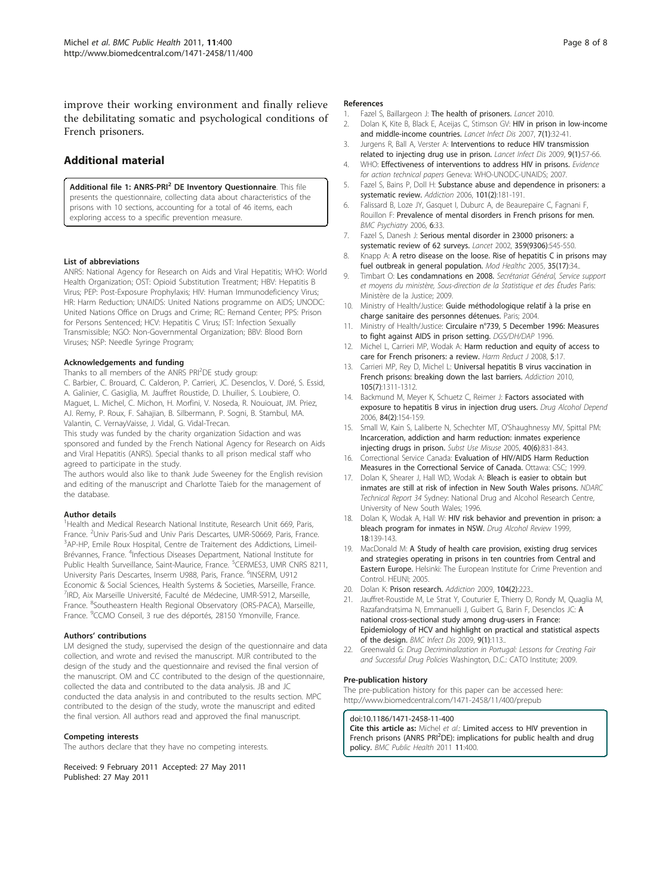improve their working environment and finally relieve the debilitating somatic and psychological conditions of French prisoners.

## Additional material

**Additional file 1: ANRS-PRI[2] DE Inventory Questionnaire**. This file presents the questionnaire, collecting data about characteristics of the prisons with 10 sections, accounting for a total of 46 items, each exploring access to a specific prevention measure.

#### List of abbreviations

ANRS: National Agency for Research on Aids and Viral Hepatitis; WHO: World Health Organization; OST: Opioid Substitution Treatment; HBV: Hepatitis B Virus; PEP: Post-Exposure Prophylaxis; HIV: Human Immunodeficiency Virus; HR: Harm Reduction; UNAIDS: United Nations programme on AIDS; UNODC: United Nations Office on Drugs and Crime; RC: Remand Center; PPS: Prison for Persons Sentenced; HCV: Hepatitis C Virus; IST: Infection Sexually Transmissible; NGO: Non-Governmental Organization; BBV: Blood Born Viruses; NSP: Needle Syringe Program;

#### Acknowledgements and funding

Thanks to all members of the ANRS PRI[2]DE study group:

C. Barbier, C. Brouard, C. Calderon, P. Carrieri, JC. Desenclos, V. Doré, S. Essid, A. Galinier, C. Gasiglia, M. Jauffret Roustide, D. Lhuilier, S. Loubiere, O. Maguet, L. Michel, C. Michon, H. Morfini, V. Noseda, R. Nouiouat, JM. Priez, AJ. Remy, P. Roux, F. Sahajian, B. Silbermann, P. Sogni, B. Stambul, MA. Valantin, C. VernayVaisse, J. Vidal, G. Vidal-Trecan.

This study was funded by the charity organization Sidaction and was sponsored and funded by the French National Agency for Research on Aids and Viral Hepatitis (ANRS). Special thanks to all prison medical staff who agreed to participate in the study.

The authors would also like to thank Jude Sweeney for the English revision and editing of the manuscript and Charlotte Taieb for the management of the database.

#### Author details

[1]Health and Medical Research National Institute, Research Unit 669, Paris, France. [2]Univ Paris-Sud and Univ Paris Descartes, UMR-S0669, Paris, France. [3]AP-HP, Emile Roux Hospital, Centre de Traitement des Addictions, Limeil-Brévannes, France. [4]Infectious Diseases Department, National Institute for Public Health Surveillance, Saint-Maurice, France. [5]CERMES3, UMR CNRS 8211, University Paris Descartes, Inserm U988, Paris, France. [6]INSERM, U912 Economic & Social Sciences, Health Systems & Societies, Marseille, France. [7]IRD, Aix Marseille Université, Faculté de Médecine, UMR-S912, Marseille, France. [8]Southeastern Health Regional Observatory (ORS-PACA), Marseille, France. [9]CCMO Conseil, 3 rue des déportés, 28150 Ymonville, France.

#### Authors' contributions

LM designed the study, supervised the design of the questionnaire and data collection, and wrote and revised the manuscript. MJR contributed to the design of the study and the questionnaire and revised the final version of the manuscript. OM and CC contributed to the design of the questionnaire, collected the data and contributed to the data analysis. JB and JC conducted the data analysis in and contributed to the results section. MPC contributed to the design of the study, wrote the manuscript and edited the final version. All authors read and approved the final manuscript.

#### Competing interests

The authors declare that they have no competing interests.

Received: 9 February 2011 Accepted: 27 May 2011
Published: 27 May 2011

#### References

1. Fazel S, Baillargeon J: **The health of prisoners.** *Lancet* 2010.
2. Dolan K, Kite B, Black E, Aceijas C, Stimson GV: **HIV in prison in low-income and middle-income countries.** *Lancet Infect Dis* 2007, **7(1)**:32-41.
3. Jurgens R, Ball A, Verster A: **Interventions to reduce HIV transmission related to injecting drug use in prison.** *Lancet Infect Dis* 2009, **9(1)**:57-66.
4. WHO: **Effectiveness of interventions to address HIV in prisons.** *Evidence for action technical papers* Geneva: WHO-UNODC-UNAIDS; 2007.
5. Fazel S, Bains P, Doll H: **Substance abuse and dependence in prisoners: a systematic review.** *Addiction* 2006, **101(2)**:181-191.
6. Falissard B, Loze JY, Gasquet I, Duburc A, de Beaurepaire C, Fagnani F, Rouillon F: **Prevalence of mental disorders in French prisons for men.** *BMC Psychiatry* 2006, **6**:33.
7. Fazel S, Danesh J: **Serious mental disorder in 23000 prisoners: a systematic review of 62 surveys.** *Lancet* 2002, **359(9306)**:545-550.
8. Knapp A: **A retro disease on the loose. Rise of hepatitis C in prisons may fuel outbreak in general population.** *Mod Healthc* 2005, **35(17)**:34..
9. Timbart O: **Les condamnations en 2008.** *Secrétariat Général, Service support et moyens du ministère, Sous-direction de la Statistique et des Études* Paris: Ministère de la Justice; 2009.
10. Ministry of Health/Justice: **Guide méthodologique relatif à la prise en charge sanitaire des personnes détenues.** Paris; 2004.
11. Ministry of Health/Justice: **Circulaire n°739, 5 December 1996: Measures to fight against AIDS in prison setting.** *DGS/DH/DAP* 1996.
12. Michel L, Carrieri MP, Wodak A: **Harm reduction and equity of access to care for French prisoners: a review.** *Harm Reduct J* 2008, **5**:17.
13. Carrieri MP, Rey D, Michel L: **Universal hepatitis B virus vaccination in French prisons: breaking down the last barriers.** *Addiction* 2010, **105(7)**:1311-1312.
14. Backmund M, Meyer K, Schuetz C, Reimer J: **Factors associated with exposure to hepatitis B virus in injection drug users.** *Drug Alcohol Depend* 2006, **84(2)**:154-159.
15. Small W, Kain S, Laliberte N, Schechter MT, O'Shaughnessy MV, Spittal PM: **Incarceration, addiction and harm reduction: inmates experience injecting drugs in prison.** *Subst Use Misuse* 2005, **40(6)**:831-843.
16. Correctional Service Canada: **Evaluation of HIV/AIDS Harm Reduction Measures in the Correctional Service of Canada.** Ottawa: CSC; 1999.
17. Dolan K, Shearer J, Hall WD, Wodak A: **Bleach is easier to obtain but inmates are still at risk of infection in New South Wales prisons.** *NDARC Technical Report 34* Sydney: National Drug and Alcohol Research Centre, University of New South Wales; 1996.
18. Dolan K, Wodak A, Hall W: **HIV risk behavior and prevention in prison: a bleach program for inmates in NSW.** *Drug Alcohol Review* 1999, **18**:139-143.
19. MacDonald M: **A Study of health care provision, existing drug services and strategies operating in prisons in ten countries from Central and Eastern Europe.** Helsinki: The European Institute for Crime Prevention and Control. HEUNI; 2005.
20. Dolan K: **Prison research.** *Addiction* 2009, **104(2)**:223..
21. Jauffret-Roustide M, Le Strat Y, Couturier E, Thierry D, Rondy M, Quaglia M, Razafandratsima N, Emmanuelli J, Guibert G, Barin F, Desenclos JC: **A national cross-sectional study among drug-users in France: Epidemiology of HCV and highlight on practical and statistical aspects of the design.** *BMC Infect Dis* 2009, **9(1)**:113..
22. Greenwald G: *Drug Decriminalization in Portugal: Lessons for Creating Fair and Successful Drug Policies* Washington, D.C.: CATO Institute; 2009.

#### Pre-publication history

The pre-publication history for this paper can be accessed here:
http://www.biomedcentral.com/1471-2458/11/400/prepub

doi:10.1186/1471-2458-11-400

**Cite this article as:** Michel *et al.*: Limited access to HIV prevention in French prisons (ANRS PRI[2]DE): implications for public health and drug policy. *BMC Public Health* 2011 **11**:400.